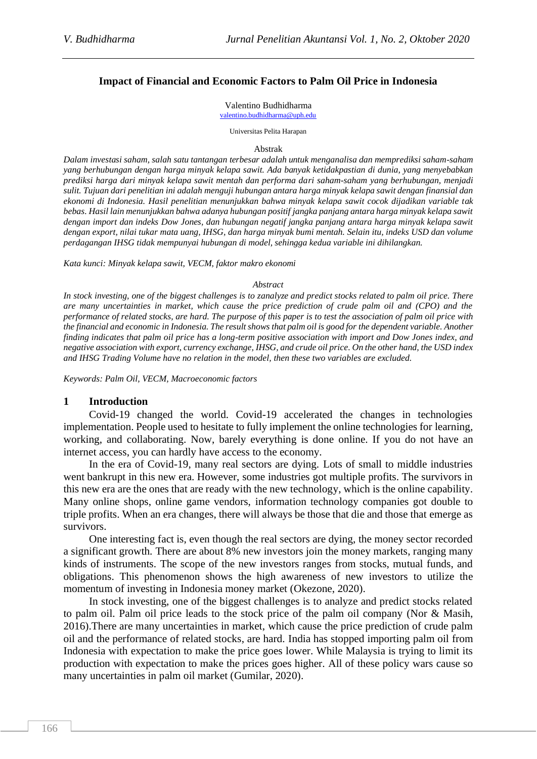# Impact of Financial and Economic Factors to Palm Oil Price in Indonesia

Valentino Budhidharma
valentino.budhidharma@uph.edu

Universitas Pelita Harapan

## Abstrak

*Dalam investasi saham, salah satu tantangan terbesar adalah untuk menganalisa dan memprediksi saham-saham yang berhubungan dengan harga minyak kelapa sawit. Ada banyak ketidakpastian di dunia, yang menyebabkan prediksi harga dari minyak kelapa sawit mentah dan performa dari saham-saham yang berhubungan, menjadi sulit. Tujuan dari penelitian ini adalah menguji hubungan antara harga minyak kelapa sawit dengan finansial dan ekonomi di Indonesia. Hasil penelitian menunjukkan bahwa minyak kelapa sawit cocok dijadikan variable tak bebas. Hasil lain menunjukkan bahwa adanya hubungan positif jangka panjang antara harga minyak kelapa sawit dengan import dan indeks Dow Jones, dan hubungan negatif jangka panjang antara harga minyak kelapa sawit dengan export, nilai tukar mata uang, IHSG, dan harga minyak bumi mentah. Selain itu, indeks USD dan volume perdagangan IHSG tidak mempunyai hubungan di model, sehingga kedua variable ini dihilangkan.*

*Kata kunci: Minyak kelapa sawit, VECM, faktor makro ekonomi*

## *Abstract*

*In stock investing, one of the biggest challenges is to zanalyze and predict stocks related to palm oil price. There are many uncertainties in market, which cause the price prediction of crude palm oil and (CPO) and the performance of related stocks, are hard. The purpose of this paper is to test the association of palm oil price with the financial and economic in Indonesia. The result shows that palm oil is good for the dependent variable. Another finding indicates that palm oil price has a long-term positive association with import and Dow Jones index, and negative association with export, currency exchange, IHSG, and crude oil price. On the other hand, the USD index and IHSG Trading Volume have no relation in the model, then these two variables are excluded.*

*Keywords: Palm Oil, VECM, Macroeconomic factors*

## 1 Introduction

Covid-19 changed the world. Covid-19 accelerated the changes in technologies implementation. People used to hesitate to fully implement the online technologies for learning, working, and collaborating. Now, barely everything is done online. If you do not have an internet access, you can hardly have access to the economy.

In the era of Covid-19, many real sectors are dying. Lots of small to middle industries went bankrupt in this new era. However, some industries got multiple profits. The survivors in this new era are the ones that are ready with the new technology, which is the online capability. Many online shops, online game vendors, information technology companies got double to triple profits. When an era changes, there will always be those that die and those that emerge as survivors.

One interesting fact is, even though the real sectors are dying, the money sector recorded a significant growth. There are about 8% new investors join the money markets, ranging many kinds of instruments. The scope of the new investors ranges from stocks, mutual funds, and obligations. This phenomenon shows the high awareness of new investors to utilize the momentum of investing in Indonesia money market (Okezone, 2020).

In stock investing, one of the biggest challenges is to analyze and predict stocks related to palm oil. Palm oil price leads to the stock price of the palm oil company (Nor & Masih, 2016).There are many uncertainties in market, which cause the price prediction of crude palm oil and the performance of related stocks, are hard. India has stopped importing palm oil from Indonesia with expectation to make the price goes lower. While Malaysia is trying to limit its production with expectation to make the prices goes higher. All of these policy wars cause so many uncertainties in palm oil market (Gumilar, 2020).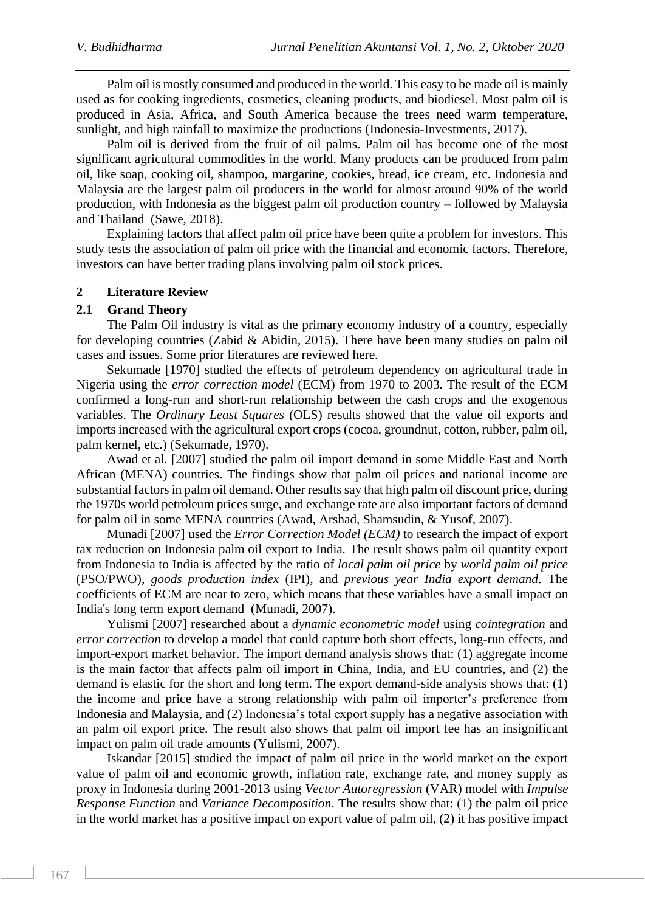Palm oil is mostly consumed and produced in the world. This easy to be made oil is mainly used as for cooking ingredients, cosmetics, cleaning products, and biodiesel. Most palm oil is produced in Asia, Africa, and South America because the trees need warm temperature, sunlight, and high rainfall to maximize the productions (Indonesia-Investments, 2017).

Palm oil is derived from the fruit of oil palms. Palm oil has become one of the most significant agricultural commodities in the world. Many products can be produced from palm oil, like soap, cooking oil, shampoo, margarine, cookies, bread, ice cream, etc. Indonesia and Malaysia are the largest palm oil producers in the world for almost around 90% of the world production, with Indonesia as the biggest palm oil production country – followed by Malaysia and Thailand (Sawe, 2018).

Explaining factors that affect palm oil price have been quite a problem for investors. This study tests the association of palm oil price with the financial and economic factors. Therefore, investors can have better trading plans involving palm oil stock prices.

## 2 Literature Review

### 2.1 Grand Theory

The Palm Oil industry is vital as the primary economy industry of a country, especially for developing countries (Zabid & Abidin, 2015). There have been many studies on palm oil cases and issues. Some prior literatures are reviewed here.

Sekumade [1970] studied the effects of petroleum dependency on agricultural trade in Nigeria using the *error correction model* (ECM) from 1970 to 2003. The result of the ECM confirmed a long-run and short-run relationship between the cash crops and the exogenous variables. The *Ordinary Least Squares* (OLS) results showed that the value oil exports and imports increased with the agricultural export crops (cocoa, groundnut, cotton, rubber, palm oil, palm kernel, etc.) (Sekumade, 1970).

Awad et al. [2007] studied the palm oil import demand in some Middle East and North African (MENA) countries. The findings show that palm oil prices and national income are substantial factors in palm oil demand. Other results say that high palm oil discount price, during the 1970s world petroleum prices surge, and exchange rate are also important factors of demand for palm oil in some MENA countries (Awad, Arshad, Shamsudin, & Yusof, 2007).

Munadi [2007] used the *Error Correction Model (ECM)* to research the impact of export tax reduction on Indonesia palm oil export to India. The result shows palm oil quantity export from Indonesia to India is affected by the ratio of *local palm oil price* by *world palm oil price* (PSO/PWO), *goods production index* (IPI), and *previous year India export demand*. The coefficients of ECM are near to zero, which means that these variables have a small impact on India's long term export demand (Munadi, 2007).

Yulismi [2007] researched about a *dynamic econometric model* using *cointegration* and *error correction* to develop a model that could capture both short effects, long-run effects, and import-export market behavior. The import demand analysis shows that: (1) aggregate income is the main factor that affects palm oil import in China, India, and EU countries, and (2) the demand is elastic for the short and long term. The export demand-side analysis shows that: (1) the income and price have a strong relationship with palm oil importer's preference from Indonesia and Malaysia, and (2) Indonesia's total export supply has a negative association with an palm oil export price. The result also shows that palm oil import fee has an insignificant impact on palm oil trade amounts (Yulismi, 2007).

Iskandar [2015] studied the impact of palm oil price in the world market on the export value of palm oil and economic growth, inflation rate, exchange rate, and money supply as proxy in Indonesia during 2001-2013 using *Vector Autoregression* (VAR) model with *Impulse Response Function* and *Variance Decomposition*. The results show that: (1) the palm oil price in the world market has a positive impact on export value of palm oil, (2) it has positive impact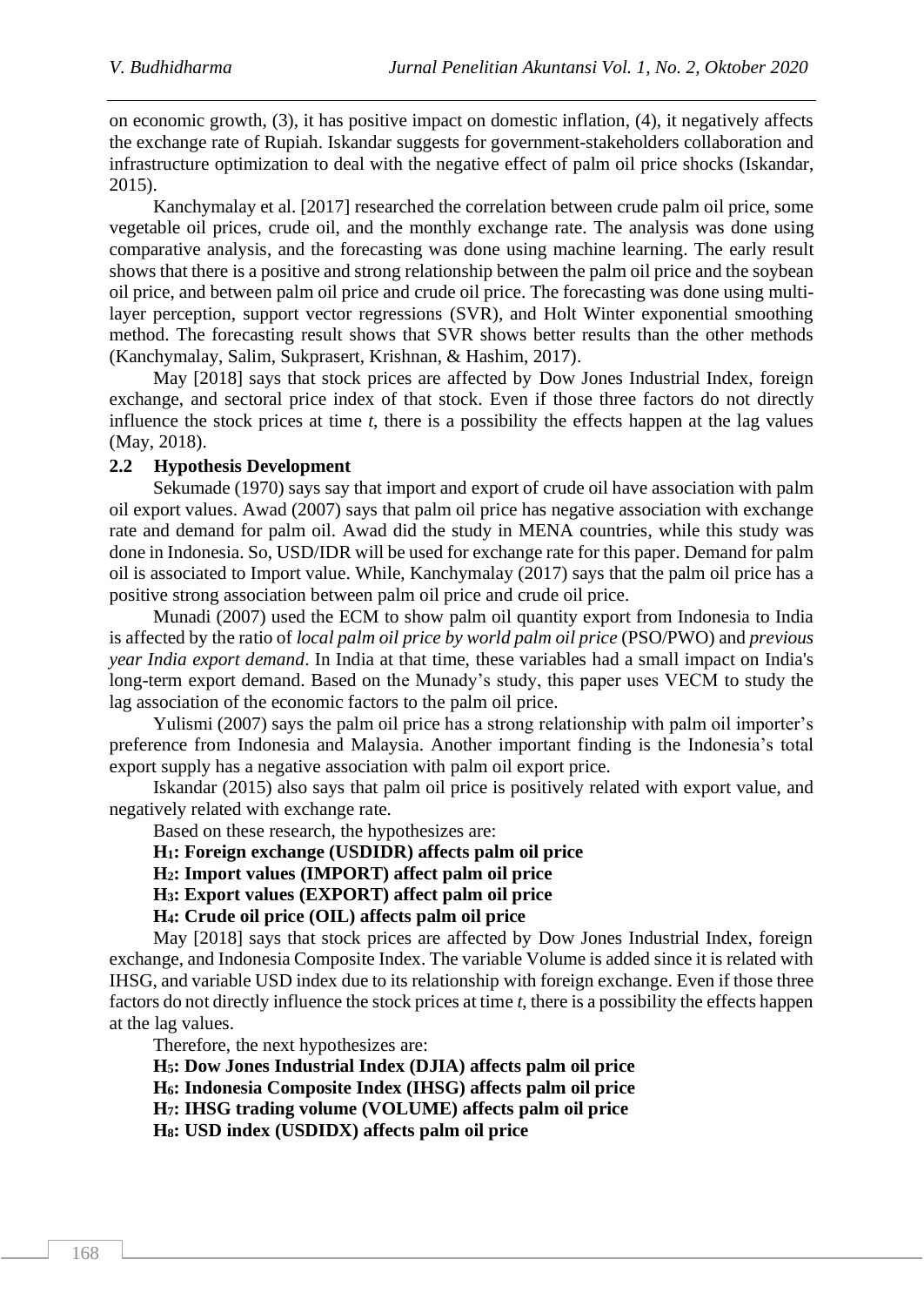on economic growth, (3), it has positive impact on domestic inflation, (4), it negatively affects the exchange rate of Rupiah. Iskandar suggests for government-stakeholders collaboration and infrastructure optimization to deal with the negative effect of palm oil price shocks (Iskandar, 2015).

Kanchymalay et al. [2017] researched the correlation between crude palm oil price, some vegetable oil prices, crude oil, and the monthly exchange rate. The analysis was done using comparative analysis, and the forecasting was done using machine learning. The early result shows that there is a positive and strong relationship between the palm oil price and the soybean oil price, and between palm oil price and crude oil price. The forecasting was done using multi-layer perception, support vector regressions (SVR), and Holt Winter exponential smoothing method. The forecasting result shows that SVR shows better results than the other methods (Kanchymalay, Salim, Sukprasert, Krishnan, & Hashim, 2017).

May [2018] says that stock prices are affected by Dow Jones Industrial Index, foreign exchange, and sectoral price index of that stock. Even if those three factors do not directly influence the stock prices at time *t*, there is a possibility the effects happen at the lag values (May, 2018).

### 2.2 Hypothesis Development

Sekumade (1970) says say that import and export of crude oil have association with palm oil export values. Awad (2007) says that palm oil price has negative association with exchange rate and demand for palm oil. Awad did the study in MENA countries, while this study was done in Indonesia. So, USD/IDR will be used for exchange rate for this paper. Demand for palm oil is associated to Import value. While, Kanchymalay (2017) says that the palm oil price has a positive strong association between palm oil price and crude oil price.

Munadi (2007) used the ECM to show palm oil quantity export from Indonesia to India is affected by the ratio of *local palm oil price by world palm oil price* (PSO/PWO) and *previous year India export demand*. In India at that time, these variables had a small impact on India's long-term export demand. Based on the Munady's study, this paper uses VECM to study the lag association of the economic factors to the palm oil price.

Yulismi (2007) says the palm oil price has a strong relationship with palm oil importer's preference from Indonesia and Malaysia. Another important finding is the Indonesia's total export supply has a negative association with palm oil export price.

Iskandar (2015) also says that palm oil price is positively related with export value, and negatively related with exchange rate.

Based on these research, the hypothesizes are:

**$H_1$: Foreign exchange (USDIDR) affects palm oil price**

**$H_2$: Import values (IMPORT) affect palm oil price**

**$H_3$: Export values (EXPORT) affect palm oil price**

**$H_4$: Crude oil price (OIL) affects palm oil price**

May [2018] says that stock prices are affected by Dow Jones Industrial Index, foreign exchange, and Indonesia Composite Index. The variable Volume is added since it is related with IHSG, and variable USD index due to its relationship with foreign exchange. Even if those three factors do not directly influence the stock prices at time *t*, there is a possibility the effects happen at the lag values.

Therefore, the next hypothesizes are:

**$H_5$: Dow Jones Industrial Index (DJIA) affects palm oil price**

**$H_6$: Indonesia Composite Index (IHSG) affects palm oil price**

**$H_7$: IHSG trading volume (VOLUME) affects palm oil price**

**$H_8$: USD index (USDIDX) affects palm oil price**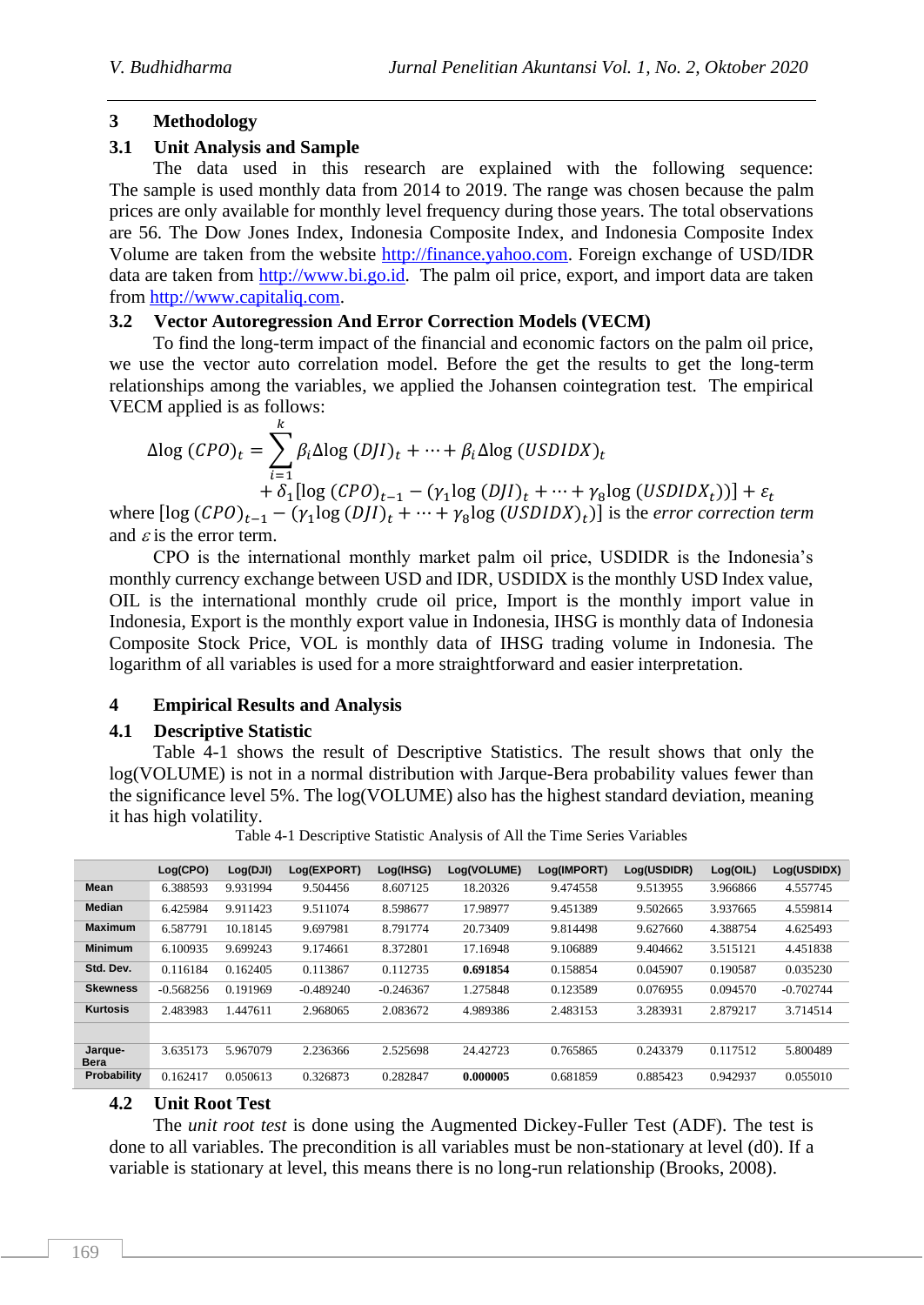## 3 Methodology

### 3.1 Unit Analysis and Sample

The data used in this research are explained with the following sequence: The sample is used monthly data from 2014 to 2019. The range was chosen because the palm prices are only available for monthly level frequency during those years. The total observations are 56. The Dow Jones Index, Indonesia Composite Index, and Indonesia Composite Index Volume are taken from the website http://finance.yahoo.com. Foreign exchange of USD/IDR data are taken from http://www.bi.go.id. The palm oil price, export, and import data are taken from http://www.capitaliq.com.

### 3.2 Vector Autoregression And Error Correction Models (VECM)

To find the long-term impact of the financial and economic factors on the palm oil price, we use the vector auto correlation model. Before the get the results to get the long-term relationships among the variables, we applied the Johansen cointegration test. The empirical VECM applied is as follows:

$$\Delta \log\,(CPO)_t = \sum_{i=1}^{k} \beta_i \Delta \log\,(DJI)_t + \cdots + \beta_i \Delta \log\,(USDIDX)_t$$
$$+ \delta_1[\log\,(CPO)_{t-1} - (\gamma_1 \log\,(DJI)_t + \cdots + \gamma_8 \log\,(USDIDX_t))] + \varepsilon_t$$

where $[\log\,(CPO)_{t-1} - (\gamma_1 \log\,(DJI)_t + \cdots + \gamma_8 \log\,(USDIDX)_t)]$ is the *error correction term* and $\varepsilon$ is the error term.

CPO is the international monthly market palm oil price, USDIDR is the Indonesia's monthly currency exchange between USD and IDR, USDIDX is the monthly USD Index value, OIL is the international monthly crude oil price, Import is the monthly import value in Indonesia, Export is the monthly export value in Indonesia, IHSG is monthly data of Indonesia Composite Stock Price, VOL is monthly data of IHSG trading volume in Indonesia. The logarithm of all variables is used for a more straightforward and easier interpretation.

## 4 Empirical Results and Analysis

### 4.1 Descriptive Statistic

Table 4-1 shows the result of Descriptive Statistics. The result shows that only the log(VOLUME) is not in a normal distribution with Jarque-Bera probability values fewer than the significance level 5%. The log(VOLUME) also has the highest standard deviation, meaning it has high volatility.

Table 4-1 Descriptive Statistic Analysis of All the Time Series Variables

| | Log(CPO) | Log(DJI) | Log(EXPORT) | Log(IHSG) | Log(VOLUME) | Log(IMPORT) | Log(USDIDR) | Log(OIL) | Log(USDIDX) |
|---|---|---|---|---|---|---|---|---|---|
| **Mean** | 6.388593 | 9.931994 | 9.504456 | 8.607125 | 18.20326 | 9.474558 | 9.513955 | 3.966866 | 4.557745 |
| **Median** | 6.425984 | 9.911423 | 9.511074 | 8.598677 | 17.98977 | 9.451389 | 9.502665 | 3.937665 | 4.559814 |
| **Maximum** | 6.587791 | 10.18145 | 9.697981 | 8.791774 | 20.73409 | 9.814498 | 9.627660 | 4.388754 | 4.625493 |
| **Minimum** | 6.100935 | 9.699243 | 9.174661 | 8.372801 | 17.16948 | 9.106889 | 9.404662 | 3.515121 | 4.451838 |
| **Std. Dev.** | 0.116184 | 0.162405 | 0.113867 | 0.112735 | **0.691854** | 0.158854 | 0.045907 | 0.190587 | 0.035230 |
| **Skewness** | -0.568256 | 0.191969 | -0.489240 | -0.246367 | 1.275848 | 0.123589 | 0.076955 | 0.094570 | -0.702744 |
| **Kurtosis** | 2.483983 | 1.447611 | 2.968065 | 2.083672 | 4.989386 | 2.483153 | 3.283931 | 2.879217 | 3.714514 |
| | | | | | | | | | |
| **Jarque-Bera** | 3.635173 | 5.967079 | 2.236366 | 2.525698 | 24.42723 | 0.765865 | 0.243379 | 0.117512 | 5.800489 |
| **Probability** | 0.162417 | 0.050613 | 0.326873 | 0.282847 | **0.000005** | 0.681859 | 0.885423 | 0.942937 | 0.055010 |

### 4.2 Unit Root Test

The *unit root test* is done using the Augmented Dickey-Fuller Test (ADF). The test is done to all variables. The precondition is all variables must be non-stationary at level (d0). If a variable is stationary at level, this means there is no long-run relationship (Brooks, 2008).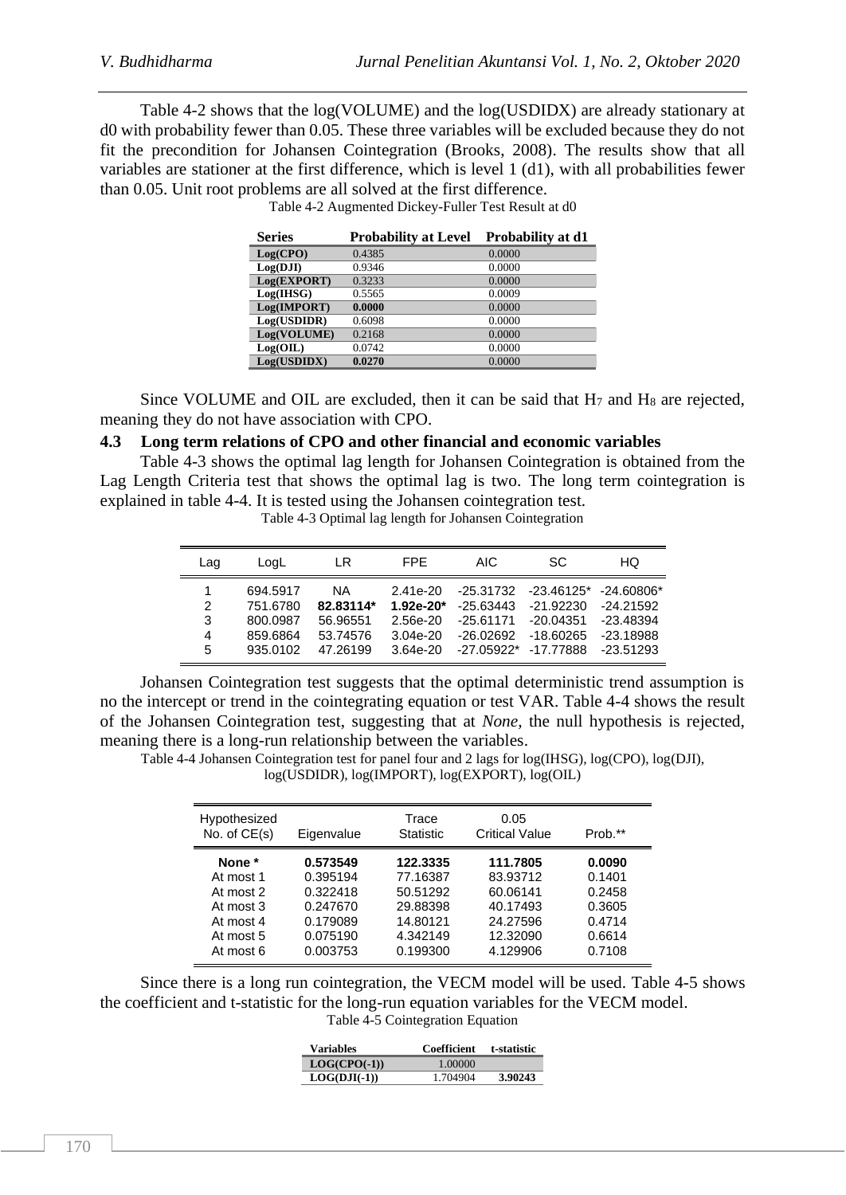Table 4-2 shows that the log(VOLUME) and the log(USDIDX) are already stationary at d0 with probability fewer than 0.05. These three variables will be excluded because they do not fit the precondition for Johansen Cointegration (Brooks, 2008). The results show that all variables are stationer at the first difference, which is level 1 (d1), with all probabilities fewer than 0.05. Unit root problems are all solved at the first difference.

Table 4-2 Augmented Dickey-Fuller Test Result at d0

| Series | Probability at Level | Probability at d1 |
|---|---|---|
| **Log(CPO)** | 0.4385 | 0.0000 |
| **Log(DJI)** | 0.9346 | 0.0000 |
| **Log(EXPORT)** | 0.3233 | 0.0000 |
| **Log(IHSG)** | 0.5565 | 0.0009 |
| **Log(IMPORT)** | **0.0000** | 0.0000 |
| **Log(USDIDR)** | 0.6098 | 0.0000 |
| **Log(VOLUME)** | 0.2168 | 0.0000 |
| **Log(OIL)** | 0.0742 | 0.0000 |
| **Log(USDIDX)** | **0.0270** | 0.0000 |

Since VOLUME and OIL are excluded, then it can be said that $H_7$ and $H_8$ are rejected, meaning they do not have association with CPO.

### 4.3 Long term relations of CPO and other financial and economic variables

Table 4-3 shows the optimal lag length for Johansen Cointegration is obtained from the Lag Length Criteria test that shows the optimal lag is two. The long term cointegration is explained in table 4-4. It is tested using the Johansen cointegration test.

Table 4-3 Optimal lag length for Johansen Cointegration

| Lag | LogL | LR | FPE | AIC | SC | HQ |
|---|---|---|---|---|---|---|
| 1 | 694.5917 | NA | 2.41e-20 | -25.31732 | -23.46125* | -24.60806* |
| 2 | 751.6780 | **82.83114*** | **1.92e-20*** | -25.63443 | -21.92230 | -24.21592 |
| 3 | 800.0987 | 56.96551 | 2.56e-20 | -25.61171 | -20.04351 | -23.48394 |
| 4 | 859.6864 | 53.74576 | 3.04e-20 | -26.02692 | -18.60265 | -23.18988 |
| 5 | 935.0102 | 47.26199 | 3.64e-20 | -27.05922* | -17.77888 | -23.51293 |

Johansen Cointegration test suggests that the optimal deterministic trend assumption is no the intercept or trend in the cointegrating equation or test VAR. Table 4-4 shows the result of the Johansen Cointegration test, suggesting that at *None,* the null hypothesis is rejected, meaning there is a long-run relationship between the variables.

Table 4-4 Johansen Cointegration test for panel four and 2 lags for log(IHSG), log(CPO), log(DJI), log(USDIDR), log(IMPORT), log(EXPORT), log(OIL)

| Hypothesized No. of CE(s) | Eigenvalue | Trace Statistic | 0.05 Critical Value | Prob.** |
|---|---|---|---|---|
| **None *** | **0.573549** | **122.3335** | **111.7805** | **0.0090** |
| At most 1 | 0.395194 | 77.16387 | 83.93712 | 0.1401 |
| At most 2 | 0.322418 | 50.51292 | 60.06141 | 0.2458 |
| At most 3 | 0.247670 | 29.88398 | 40.17493 | 0.3605 |
| At most 4 | 0.179089 | 14.80121 | 24.27596 | 0.4714 |
| At most 5 | 0.075190 | 4.342149 | 12.32090 | 0.6614 |
| At most 6 | 0.003753 | 0.199300 | 4.129906 | 0.7108 |

Since there is a long run cointegration, the VECM model will be used. Table 4-5 shows the coefficient and t-statistic for the long-run equation variables for the VECM model.

Table 4-5 Cointegration Equation

| Variables | Coefficient | t-statistic |
|---|---|---|
| **LOG(CPO(-1))** | 1.00000 | |
| **LOG(DJI(-1))** | 1.704904 | **3.90243** |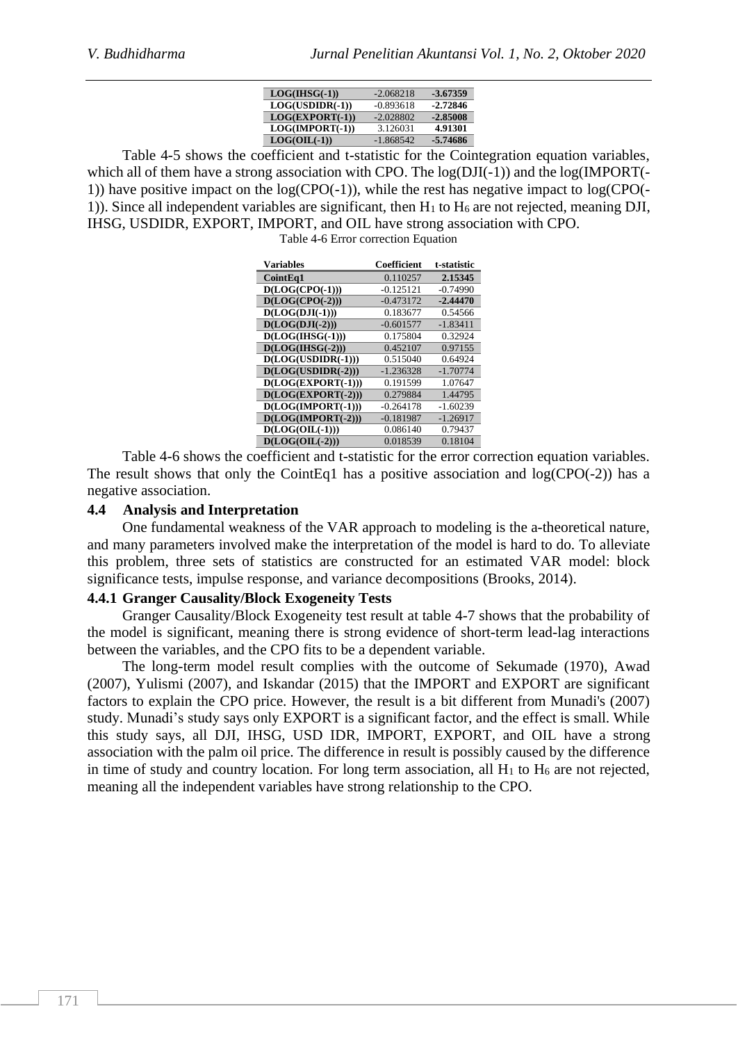| | | |
|---|---|---|
| **LOG(IHSG(-1))** | -2.068218 | **-3.67359** |
| **LOG(USDIDR(-1))** | -0.893618 | **-2.72846** |
| **LOG(EXPORT(-1))** | -2.028802 | **-2.85008** |
| **LOG(IMPORT(-1))** | 3.126031 | **4.91301** |
| **LOG(OIL(-1))** | -1.868542 | **-5.74686** |

Table 4-5 shows the coefficient and t-statistic for the Cointegration equation variables, which all of them have a strong association with CPO. The log(DJI(-1)) and the log(IMPORT(-1)) have positive impact on the log(CPO(-1)), while the rest has negative impact to log(CPO(-1)). Since all independent variables are significant, then $H_1$ to $H_6$ are not rejected, meaning DJI, IHSG, USDIDR, EXPORT, IMPORT, and OIL have strong association with CPO.

Table 4-6 Error correction Equation

| Variables | Coefficient | t-statistic |
|---|---|---|
| **CointEq1** | 0.110257 | **2.15345** |
| **D(LOG(CPO(-1)))** | -0.125121 | -0.74990 |
| **D(LOG(CPO(-2)))** | -0.473172 | **-2.44470** |
| **D(LOG(DJI(-1)))** | 0.183677 | 0.54566 |
| **D(LOG(DJI(-2)))** | -0.601577 | -1.83411 |
| **D(LOG(IHSG(-1)))** | 0.175804 | 0.32924 |
| **D(LOG(IHSG(-2)))** | 0.452107 | 0.97155 |
| **D(LOG(USDIDR(-1)))** | 0.515040 | 0.64924 |
| **D(LOG(USDIDR(-2)))** | -1.236328 | -1.70774 |
| **D(LOG(EXPORT(-1)))** | 0.191599 | 1.07647 |
| **D(LOG(EXPORT(-2)))** | 0.279884 | 1.44795 |
| **D(LOG(IMPORT(-1)))** | -0.264178 | -1.60239 |
| **D(LOG(IMPORT(-2)))** | -0.181987 | -1.26917 |
| **D(LOG(OIL(-1)))** | 0.086140 | 0.79437 |
| **D(LOG(OIL(-2)))** | 0.018539 | 0.18104 |

Table 4-6 shows the coefficient and t-statistic for the error correction equation variables. The result shows that only the CointEq1 has a positive association and log(CPO(-2)) has a negative association.

## 4.4 Analysis and Interpretation

One fundamental weakness of the VAR approach to modeling is the a-theoretical nature, and many parameters involved make the interpretation of the model is hard to do. To alleviate this problem, three sets of statistics are constructed for an estimated VAR model: block significance tests, impulse response, and variance decompositions (Brooks, 2014).

### 4.4.1 Granger Causality/Block Exogeneity Tests

Granger Causality/Block Exogeneity test result at table 4-7 shows that the probability of the model is significant, meaning there is strong evidence of short-term lead-lag interactions between the variables, and the CPO fits to be a dependent variable.

The long-term model result complies with the outcome of Sekumade (1970), Awad (2007), Yulismi (2007), and Iskandar (2015) that the IMPORT and EXPORT are significant factors to explain the CPO price. However, the result is a bit different from Munadi's (2007) study. Munadi's study says only EXPORT is a significant factor, and the effect is small. While this study says, all DJI, IHSG, USD IDR, IMPORT, EXPORT, and OIL have a strong association with the palm oil price. The difference in result is possibly caused by the difference in time of study and country location. For long term association, all $H_1$ to $H_6$ are not rejected, meaning all the independent variables have strong relationship to the CPO.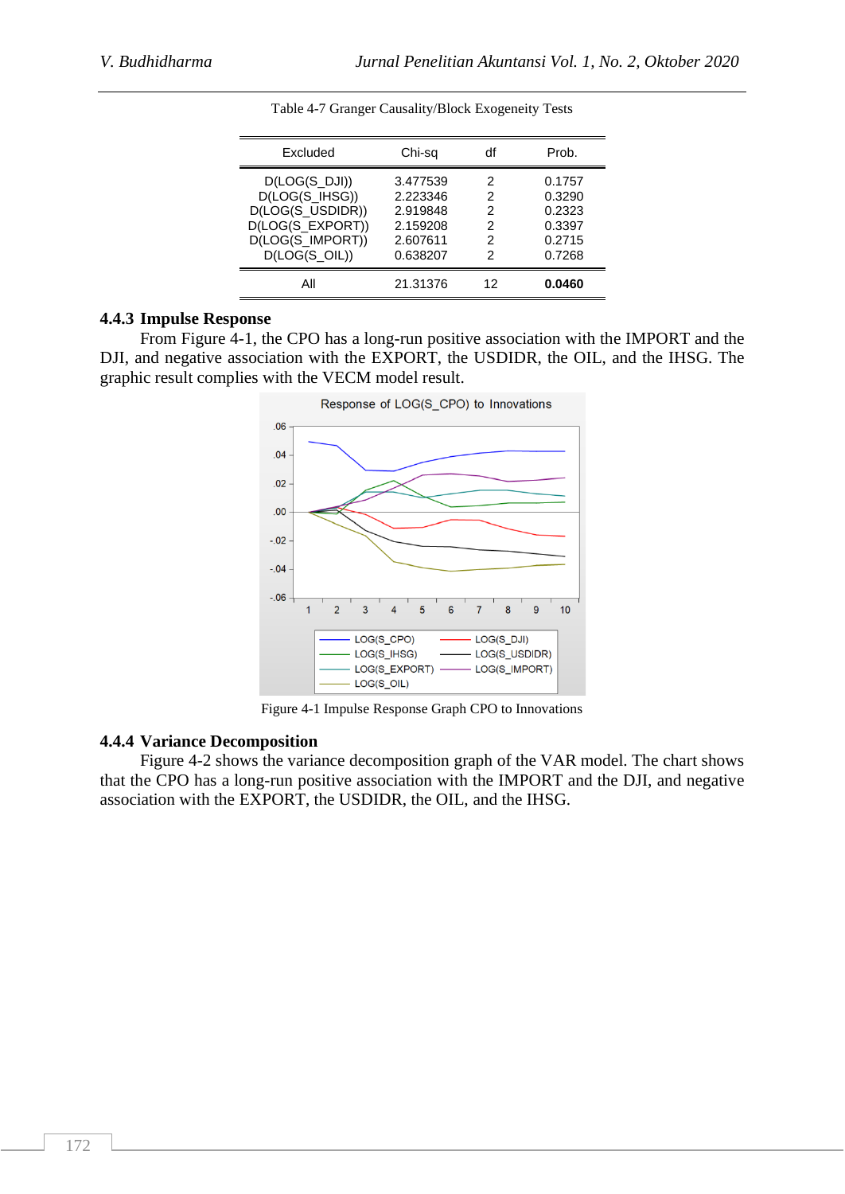Table 4-7 Granger Causality/Block Exogeneity Tests

| Excluded | Chi-sq | df | Prob. |
|---|---|---|---|
| D(LOG(S_DJI)) | 3.477539 | 2 | 0.1757 |
| D(LOG(S_IHSG)) | 2.223346 | 2 | 0.3290 |
| D(LOG(S_USDIDR)) | 2.919848 | 2 | 0.2323 |
| D(LOG(S_EXPORT)) | 2.159208 | 2 | 0.3397 |
| D(LOG(S_IMPORT)) | 2.607611 | 2 | 0.2715 |
| D(LOG(S_OIL)) | 0.638207 | 2 | 0.7268 |
| All | 21.31376 | 12 | **0.0460** |

### 4.4.3 Impulse Response

From Figure 4-1, the CPO has a long-run positive association with the IMPORT and the DJI, and negative association with the EXPORT, the USDIDR, the OIL, and the IHSG. The graphic result complies with the VECM model result.

Figure 4-1 Impulse Response Graph CPO to Innovations

### 4.4.4 Variance Decomposition

Figure 4-2 shows the variance decomposition graph of the VAR model. The chart shows that the CPO has a long-run positive association with the IMPORT and the DJI, and negative association with the EXPORT, the USDIDR, the OIL, and the IHSG.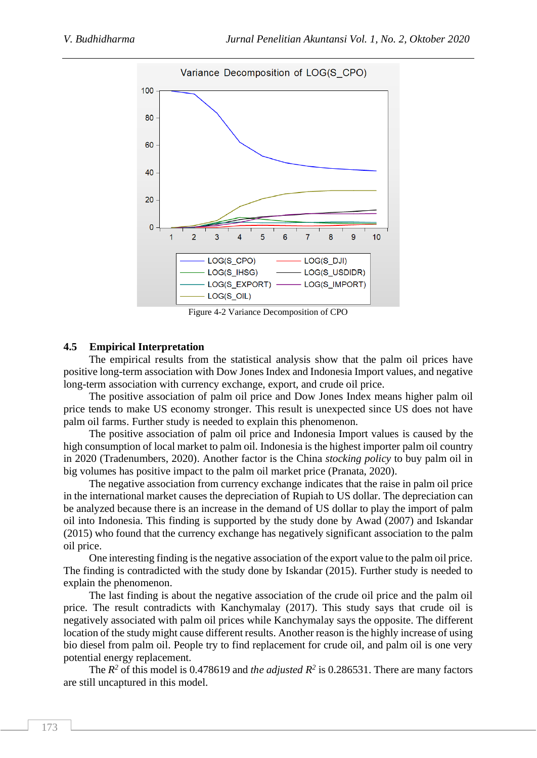Figure 4-2 Variance Decomposition of CPO

### 4.5 Empirical Interpretation

The empirical results from the statistical analysis show that the palm oil prices have positive long-term association with Dow Jones Index and Indonesia Import values, and negative long-term association with currency exchange, export, and crude oil price.

The positive association of palm oil price and Dow Jones Index means higher palm oil price tends to make US economy stronger. This result is unexpected since US does not have palm oil farms. Further study is needed to explain this phenomenon.

The positive association of palm oil price and Indonesia Import values is caused by the high consumption of local market to palm oil. Indonesia is the highest importer palm oil country in 2020 (Tradenumbers, 2020). Another factor is the China *stocking policy* to buy palm oil in big volumes has positive impact to the palm oil market price (Pranata, 2020).

The negative association from currency exchange indicates that the raise in palm oil price in the international market causes the depreciation of Rupiah to US dollar. The depreciation can be analyzed because there is an increase in the demand of US dollar to play the import of palm oil into Indonesia. This finding is supported by the study done by Awad (2007) and Iskandar (2015) who found that the currency exchange has negatively significant association to the palm oil price.

One interesting finding is the negative association of the export value to the palm oil price. The finding is contradicted with the study done by Iskandar (2015). Further study is needed to explain the phenomenon.

The last finding is about the negative association of the crude oil price and the palm oil price. The result contradicts with Kanchymalay (2017). This study says that crude oil is negatively associated with palm oil prices while Kanchymalay says the opposite. The different location of the study might cause different results. Another reason is the highly increase of using bio diesel from palm oil. People try to find replacement for crude oil, and palm oil is one very potential energy replacement.

The $R^2$ of this model is 0.478619 and *the adjusted* $R^2$ is 0.286531. There are many factors are still uncaptured in this model.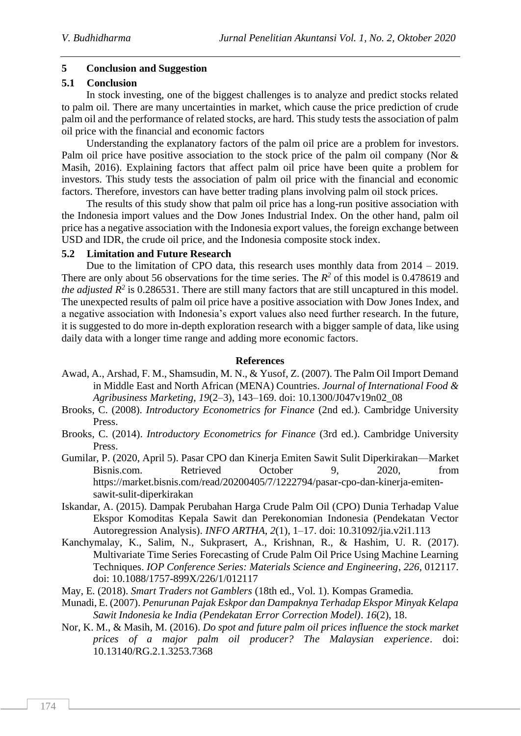## 5 Conclusion and Suggestion

### 5.1 Conclusion

In stock investing, one of the biggest challenges is to analyze and predict stocks related to palm oil. There are many uncertainties in market, which cause the price prediction of crude palm oil and the performance of related stocks, are hard. This study tests the association of palm oil price with the financial and economic factors

Understanding the explanatory factors of the palm oil price are a problem for investors. Palm oil price have positive association to the stock price of the palm oil company (Nor & Masih, 2016). Explaining factors that affect palm oil price have been quite a problem for investors. This study tests the association of palm oil price with the financial and economic factors. Therefore, investors can have better trading plans involving palm oil stock prices.

The results of this study show that palm oil price has a long-run positive association with the Indonesia import values and the Dow Jones Industrial Index. On the other hand, palm oil price has a negative association with the Indonesia export values, the foreign exchange between USD and IDR, the crude oil price, and the Indonesia composite stock index.

### 5.2 Limitation and Future Research

Due to the limitation of CPO data, this research uses monthly data from 2014 – 2019. There are only about 56 observations for the time series. The $R^2$ of this model is 0.478619 and *the adjusted* $R^2$ is 0.286531. There are still many factors that are still uncaptured in this model. The unexpected results of palm oil price have a positive association with Dow Jones Index, and a negative association with Indonesia's export values also need further research. In the future, it is suggested to do more in-depth exploration research with a bigger sample of data, like using daily data with a longer time range and adding more economic factors.

## References

Awad, A., Arshad, F. M., Shamsudin, M. N., & Yusof, Z. (2007). The Palm Oil Import Demand in Middle East and North African (MENA) Countries. *Journal of International Food & Agribusiness Marketing*, *19*(2–3), 143–169. doi: 10.1300/J047v19n02_08

Brooks, C. (2008). *Introductory Econometrics for Finance* (2nd ed.). Cambridge University Press.

Brooks, C. (2014). *Introductory Econometrics for Finance* (3rd ed.). Cambridge University Press.

Gumilar, P. (2020, April 5). Pasar CPO dan Kinerja Emiten Sawit Sulit Diperkirakan—Market Bisnis.com. Retrieved October 9, 2020, from https://market.bisnis.com/read/20200405/7/1222794/pasar-cpo-dan-kinerja-emiten-sawit-sulit-diperkirakan

Iskandar, A. (2015). Dampak Perubahan Harga Crude Palm Oil (CPO) Dunia Terhadap Value Ekspor Komoditas Kepala Sawit dan Perekonomian Indonesia (Pendekatan Vector Autoregression Analysis). *INFO ARTHA*, *2*(1), 1–17. doi: 10.31092/jia.v2i1.113

Kanchymalay, K., Salim, N., Sukprasert, A., Krishnan, R., & Hashim, U. R. (2017). Multivariate Time Series Forecasting of Crude Palm Oil Price Using Machine Learning Techniques. *IOP Conference Series: Materials Science and Engineering*, *226*, 012117. doi: 10.1088/1757-899X/226/1/012117

May, E. (2018). *Smart Traders not Gamblers* (18th ed., Vol. 1). Kompas Gramedia.

Munadi, E. (2007). *Penurunan Pajak Eskpor dan Dampaknya Terhadap Ekspor Minyak Kelapa Sawit Indonesia ke India (Pendekatan Error Correction Model)*. *16*(2), 18.

Nor, K. M., & Masih, M. (2016). *Do spot and future palm oil prices influence the stock market prices of a major palm oil producer? The Malaysian experience*. doi: 10.13140/RG.2.1.3253.7368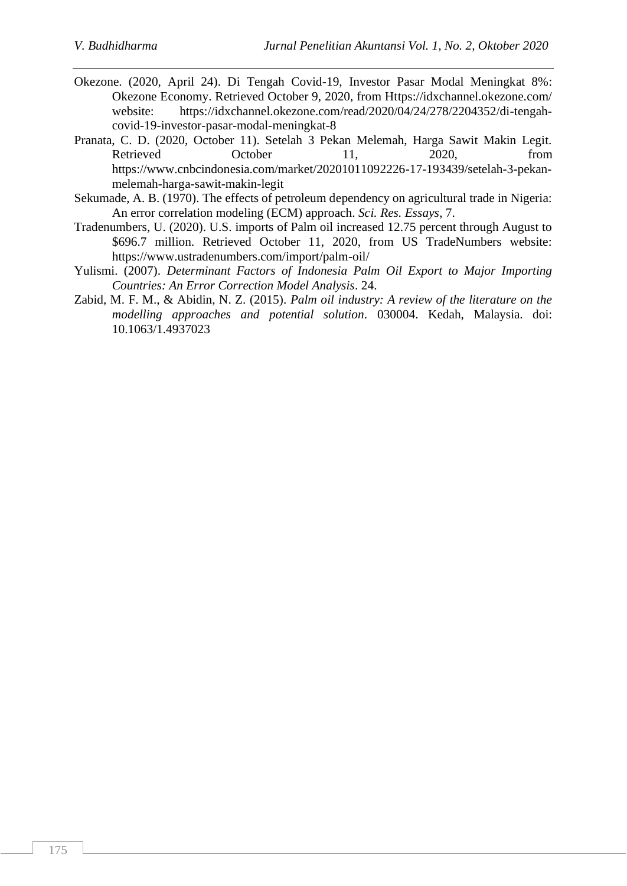Okezone. (2020, April 24). Di Tengah Covid-19, Investor Pasar Modal Meningkat 8%: Okezone Economy. Retrieved October 9, 2020, from Https://idxchannel.okezone.com/ website: https://idxchannel.okezone.com/read/2020/04/24/278/2204352/di-tengah-covid-19-investor-pasar-modal-meningkat-8

Pranata, C. D. (2020, October 11). Setelah 3 Pekan Melemah, Harga Sawit Makin Legit. Retrieved October 11, 2020, from https://www.cnbcindonesia.com/market/20201011092226-17-193439/setelah-3-pekan-melemah-harga-sawit-makin-legit

Sekumade, A. B. (1970). The effects of petroleum dependency on agricultural trade in Nigeria: An error correlation modeling (ECM) approach. *Sci. Res. Essays*, 7.

Tradenumbers, U. (2020). U.S. imports of Palm oil increased 12.75 percent through August to $696.7 million. Retrieved October 11, 2020, from US TradeNumbers website: https://www.ustradenumbers.com/import/palm-oil/

Yulismi. (2007). *Determinant Factors of Indonesia Palm Oil Export to Major Importing Countries: An Error Correction Model Analysis*. 24.

Zabid, M. F. M., & Abidin, N. Z. (2015). *Palm oil industry: A review of the literature on the modelling approaches and potential solution*. 030004. Kedah, Malaysia. doi: 10.1063/1.4937023